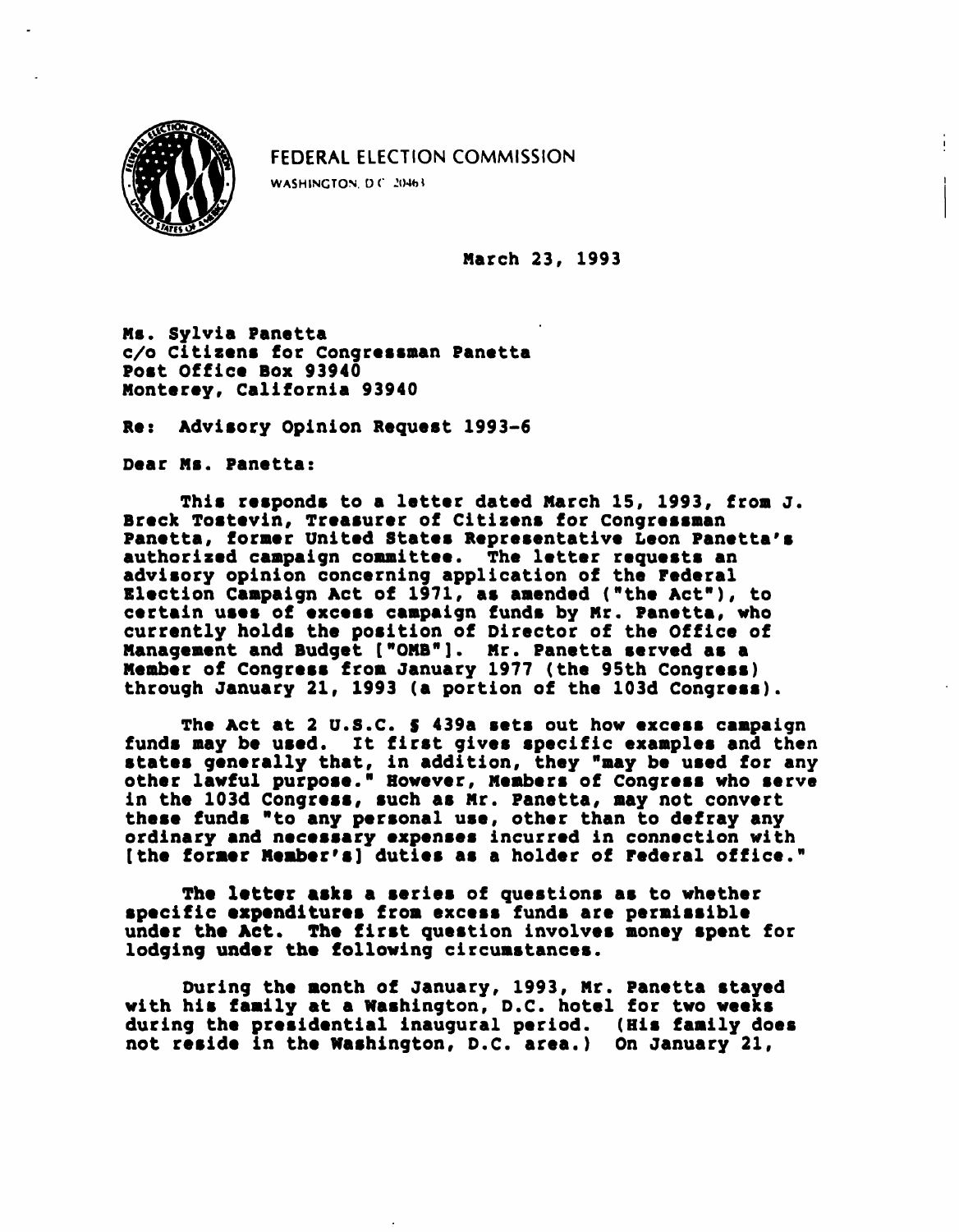FEDERAL ELECTION COMMISSION

WASHINGTON, D.C. 20463

March 23, 1993

Ms. Sylvia Panetta
c/o Citizens for Congressman Panetta
Post Office Box 93940
Monterey, California 93940

Re: Advisory Opinion Request 1993-6

Dear Ms. Panetta:

This responds to a letter dated March 15, 1993, from J. Breck Tostevin, Treasurer of Citizens for Congressman Panetta, former United States Representative Leon Panetta's authorized campaign committee. The letter requests an advisory opinion concerning application of the Federal Election Campaign Act of 1971, as amended ("the Act"), to certain uses of excess campaign funds by Mr. Panetta, who currently holds the position of Director of the Office of Management and Budget ["OMB"]. Mr. Panetta served as a Member of Congress from January 1977 (the 95th Congress) through January 21, 1993 (a portion of the 103d Congress).

The Act at 2 U.S.C. § 439a sets out how excess campaign funds may be used. It first gives specific examples and then states generally that, in addition, they "may be used for any other lawful purpose." However, Members of Congress who serve in the 103d Congress, such as Mr. Panetta, may not convert these funds "to any personal use, other than to defray any ordinary and necessary expenses incurred in connection with [the former Member's] duties as a holder of Federal office."

The letter asks a series of questions as to whether specific expenditures from excess funds are permissible under the Act. The first question involves money spent for lodging under the following circumstances.

During the month of January, 1993, Mr. Panetta stayed with his family at a Washington, D.C. hotel for two weeks during the presidential inaugural period. (His family does not reside in the Washington, D.C. area.) On January 21,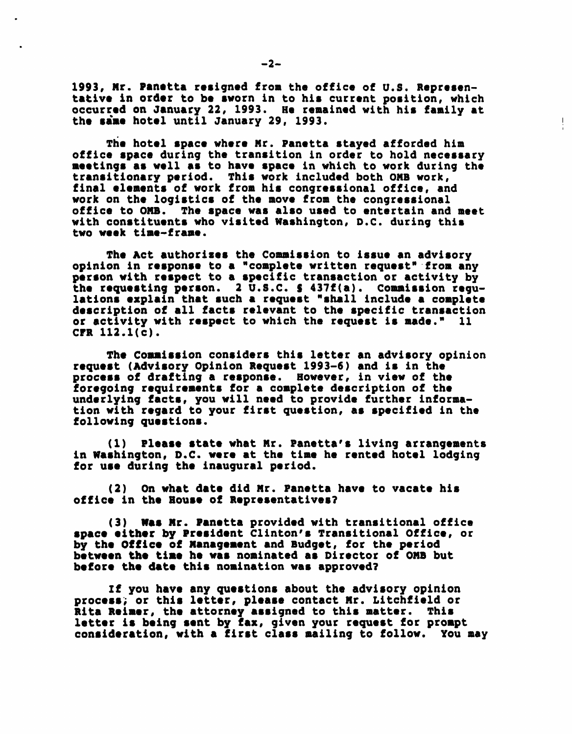1993, Mr. Panetta resigned from the office of U.S. Representative in order to be sworn in to his current position, which occurred on January 22, 1993. He remained with his family at the same hotel until January 29, 1993.

The hotel space where Mr. Panetta stayed afforded him office space during the transition in order to hold necessary meetings as well as to have space in which to work during the transitionary period. This work included both OMB work, final elements of work from his congressional office, and work on the logistics of the move from the congressional office to OMB. The space was also used to entertain and meet with constituents who visited Washington, D.C. during this two week time-frame.

The Act authorizes the Commission to issue an advisory opinion in response to a "complete written request" from any person with respect to a specific transaction or activity by the requesting person. 2 U.S.C. § 437f(a). Commission regulations explain that such a request "shall include a complete description of all facts relevant to the specific transaction or activity with respect to which the request is made." 11 CFR 112.1(c).

The Commission considers this letter an advisory opinion request (Advisory Opinion Request 1993-6) and is in the process of drafting a response. However, in view of the foregoing requirements for a complete description of the underlying facts, you will need to provide further information with regard to your first question, as specified in the following questions.

(1) Please state what Mr. Panetta's living arrangements in Washington, D.C. were at the time he rented hotel lodging for use during the inaugural period.

(2) On what date did Mr. Panetta have to vacate his office in the House of Representatives?

(3) Was Mr. Panetta provided with transitional office space either by President Clinton's Transitional Office, or by the Office of Management and Budget, for the period between the time he was nominated as Director of OMB but before the date this nomination was approved?

If you have any questions about the advisory opinion process, or this letter, please contact Mr. Litchfield or Rita Reimer, the attorney assigned to this matter. This letter is being sent by fax, given your request for prompt consideration, with a first class mailing to follow. You may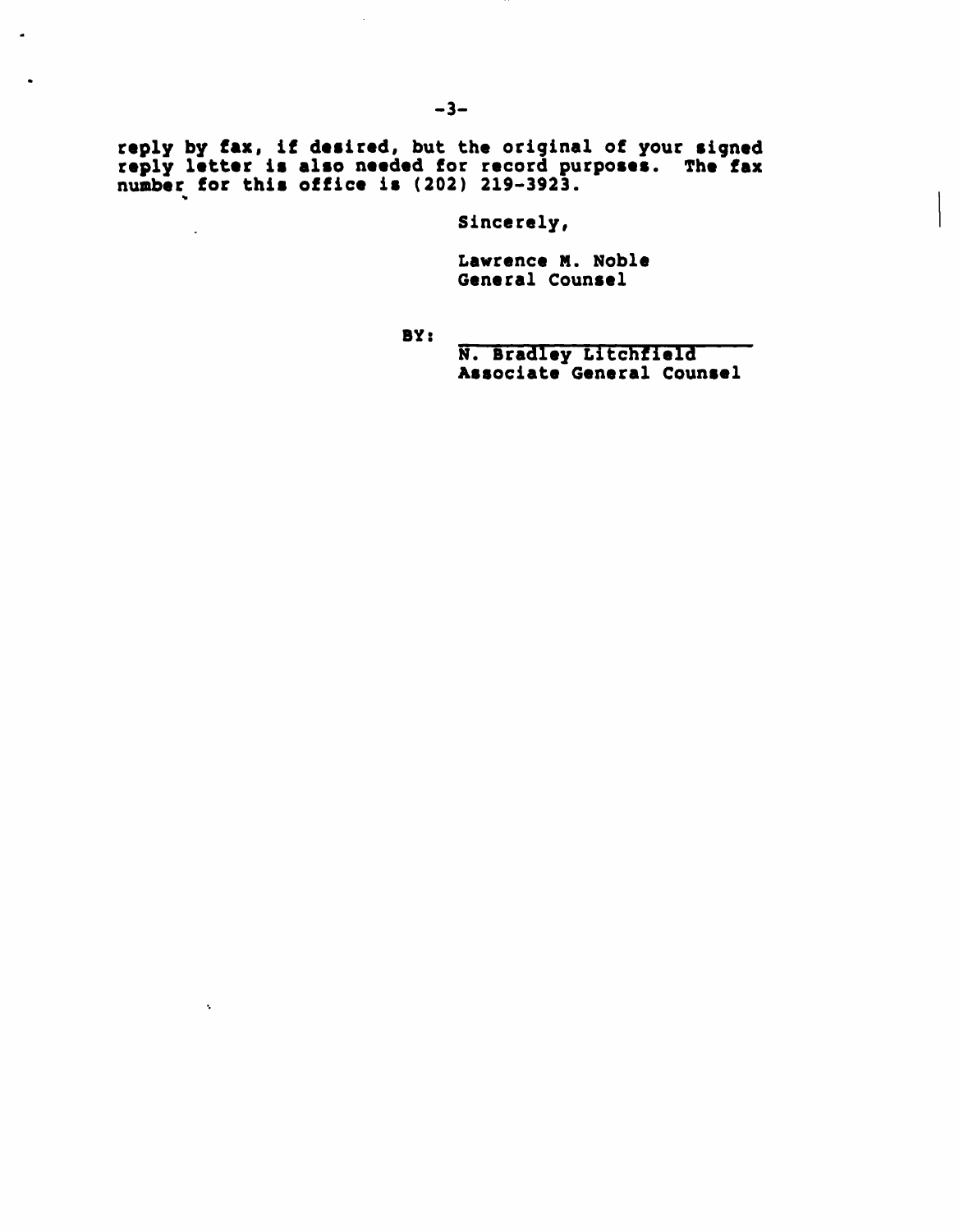reply by fax, if desired, but the original of your signed reply letter is also needed for record purposes. The fax number for this office is (202) 219-3923.

Sincerely,

Lawrence M. Noble
General Counsel

BY: ______________________
N. Bradley Litchfield
Associate General Counsel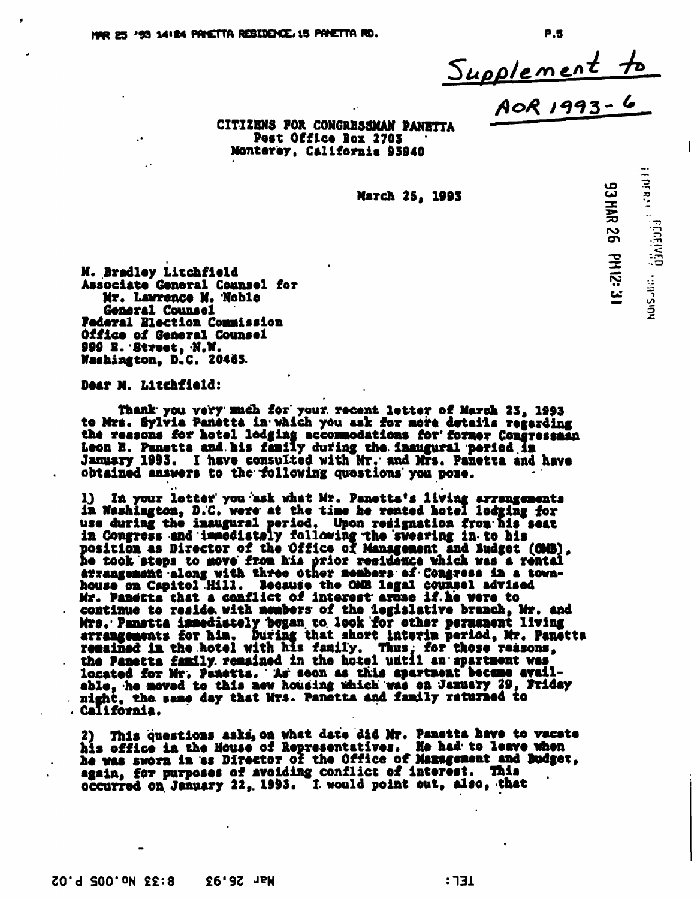*Supplement to*

*AOR 1993-6*

CITIZENS FOR CONGRESSMAN PANETTA
Post Office Box 2703
Monterey, California 93940

March 25, 1993

93 MAR 26 PM 12:31

M. Bradley Litchfield
Associate General Counsel for
Mr. Lawrence M. Noble
General Counsel
Federal Election Commission
Office of General Counsel
999 E. Street, N.W.
Washington, D.C. 20463

Dear M. Litchfield:

Thank you very much for your recent letter of March 23, 1993 to Mrs. Sylvia Panetta in which you ask for more details regarding the reasons for hotel lodging accommodations for former Congressman Leon E. Panetta and his family during the inaugural period in January 1993. I have consulted with Mr. and Mrs. Panetta and have obtained answers to the following questions you pose.

1) In your letter you ask what Mr. Panetta's living arrangements in Washington, D.C. were at the time he rented hotel lodging for use during the inaugural period. Upon resignation from his seat in Congress and immediately following the swearing in to his position as Director of the Office of Management and Budget (OMB), he took steps to move from his prior residence which was a rental arrangement along with three other members of Congress in a townhouse on Capitol Hill. Because the OMB legal counsel advised Mr. Panetta that a conflict of interest arose if he were to continue to reside with members of the legislative branch, Mr. and Mrs. Panetta immediately began to look for other permanent living arrangements for him. During that short interim period, Mr. Panetta remained in the hotel with his family. Thus, for those reasons, the Panetta family remained in the hotel until an apartment was located for Mr. Panetta. As soon as this apartment became available, he moved to this new housing which was on January 29, Friday night, the same day that Mrs. Panetta and family returned to California.

2) This questions asks, on what date did Mr. Panetta have to vacate his office in the House of Representatives. He had to leave when he was sworn in as Director of the Office of Management and Budget, again, for purposes of avoiding conflict of interest. This occurred on January 22, 1993. I would point out, also, that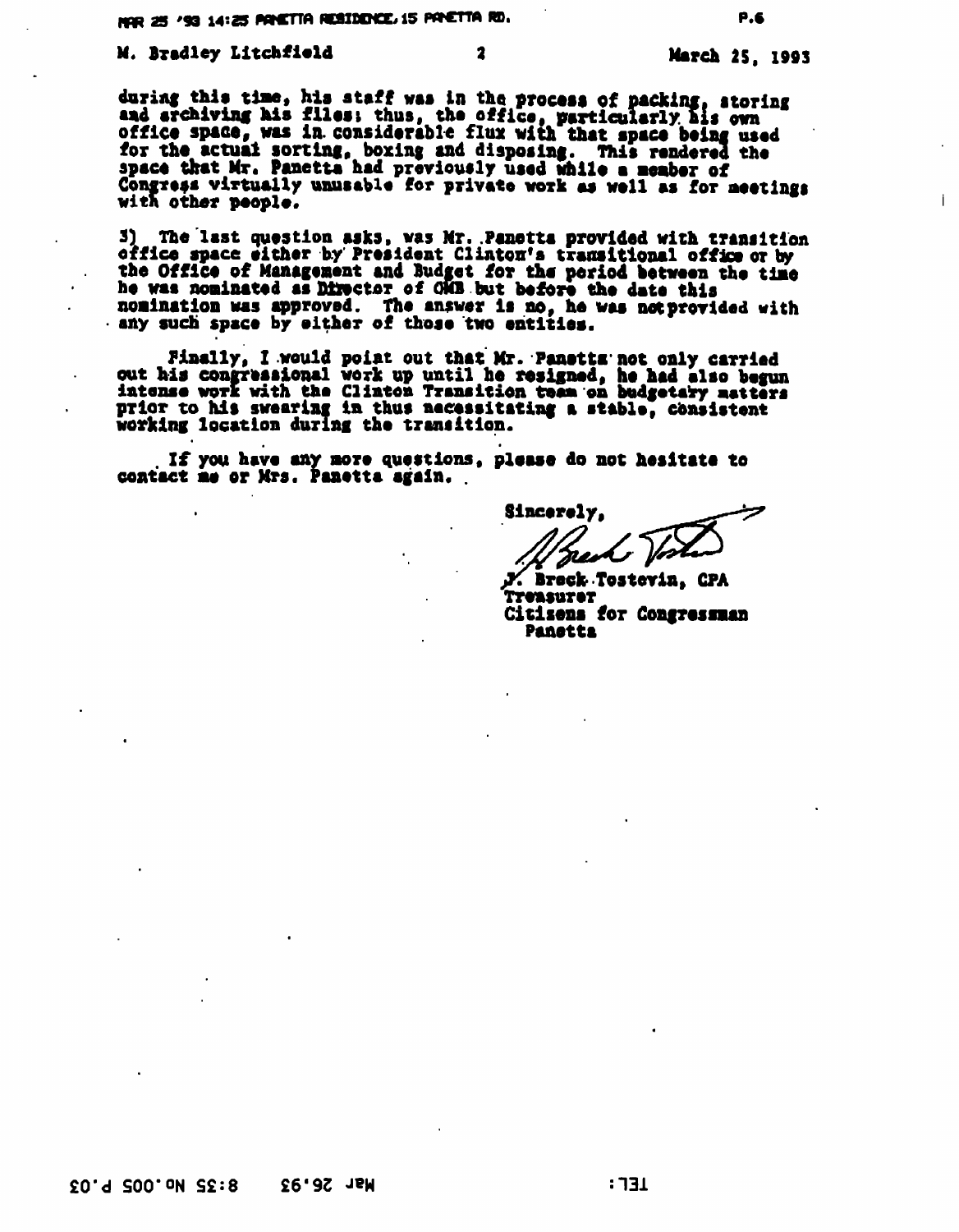during this time, his staff was in the process of packing, storing and archiving his files; thus, the office, particularly his own office space, was in considerable flux with that space being used for the actual sorting, boxing and disposing. This rendered the space that Mr. Panetta had previously used while a member of Congress virtually unusable for private work as well as for meetings with other people.

3) The last question asks, was Mr. Panetta provided with transition office space either by President Clinton's transitional office or by the Office of Management and Budget for the period between the time he was nominated as Director of OMB but before the date this nomination was approved. The answer is no, he was not provided with any such space by either of those two entities.

Finally, I would point out that Mr. Panetta not only carried out his congressional work up until he resigned, he had also begun intense work with the Clinton Transition team on budgetary matters prior to his swearing in thus necessitating a stable, consistent working location during the transition.

If you have any more questions, please do not hesitate to contact me or Mrs. Panetta again.

Sincerely,

J. Breck Tostevin, CPA
Treasurer
Citizens for Congressman Panetta